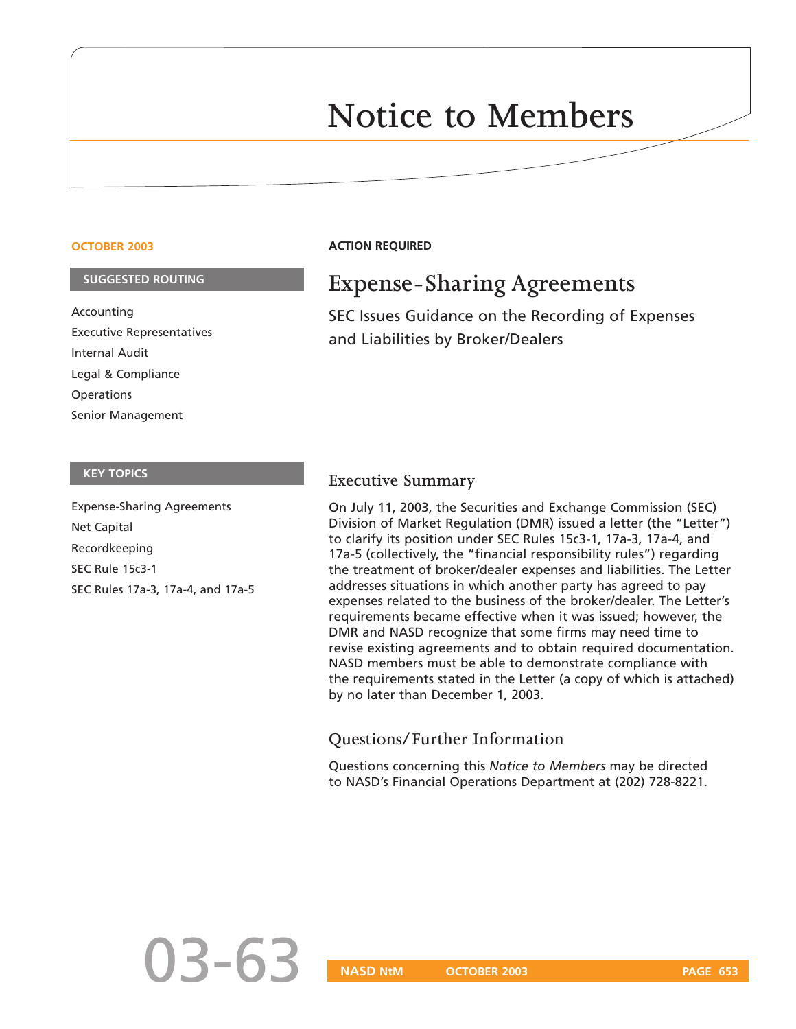# Notice to Members

**OCTOBER 2003**

**SUGGESTED ROUTING**

Accounting
Executive Representatives
Internal Audit
Legal & Compliance
Operations
Senior Management

**KEY TOPICS**

Expense-Sharing Agreements
Net Capital
Recordkeeping
SEC Rule 15c3-1
SEC Rules 17a-3, 17a-4, and 17a-5

**ACTION REQUIRED**

## Expense-Sharing Agreements

SEC Issues Guidance on the Recording of Expenses and Liabilities by Broker/Dealers

### Executive Summary

On July 11, 2003, the Securities and Exchange Commission (SEC) Division of Market Regulation (DMR) issued a letter (the "Letter") to clarify its position under SEC Rules 15c3-1, 17a-3, 17a-4, and 17a-5 (collectively, the "financial responsibility rules") regarding the treatment of broker/dealer expenses and liabilities. The Letter addresses situations in which another party has agreed to pay expenses related to the business of the broker/dealer. The Letter's requirements became effective when it was issued; however, the DMR and NASD recognize that some firms may need time to revise existing agreements and to obtain required documentation. NASD members must be able to demonstrate compliance with the requirements stated in the Letter (a copy of which is attached) by no later than December 1, 2003.

### Questions/Further Information

Questions concerning this *Notice to Members* may be directed to NASD's Financial Operations Department at (202) 728-8221.

03-63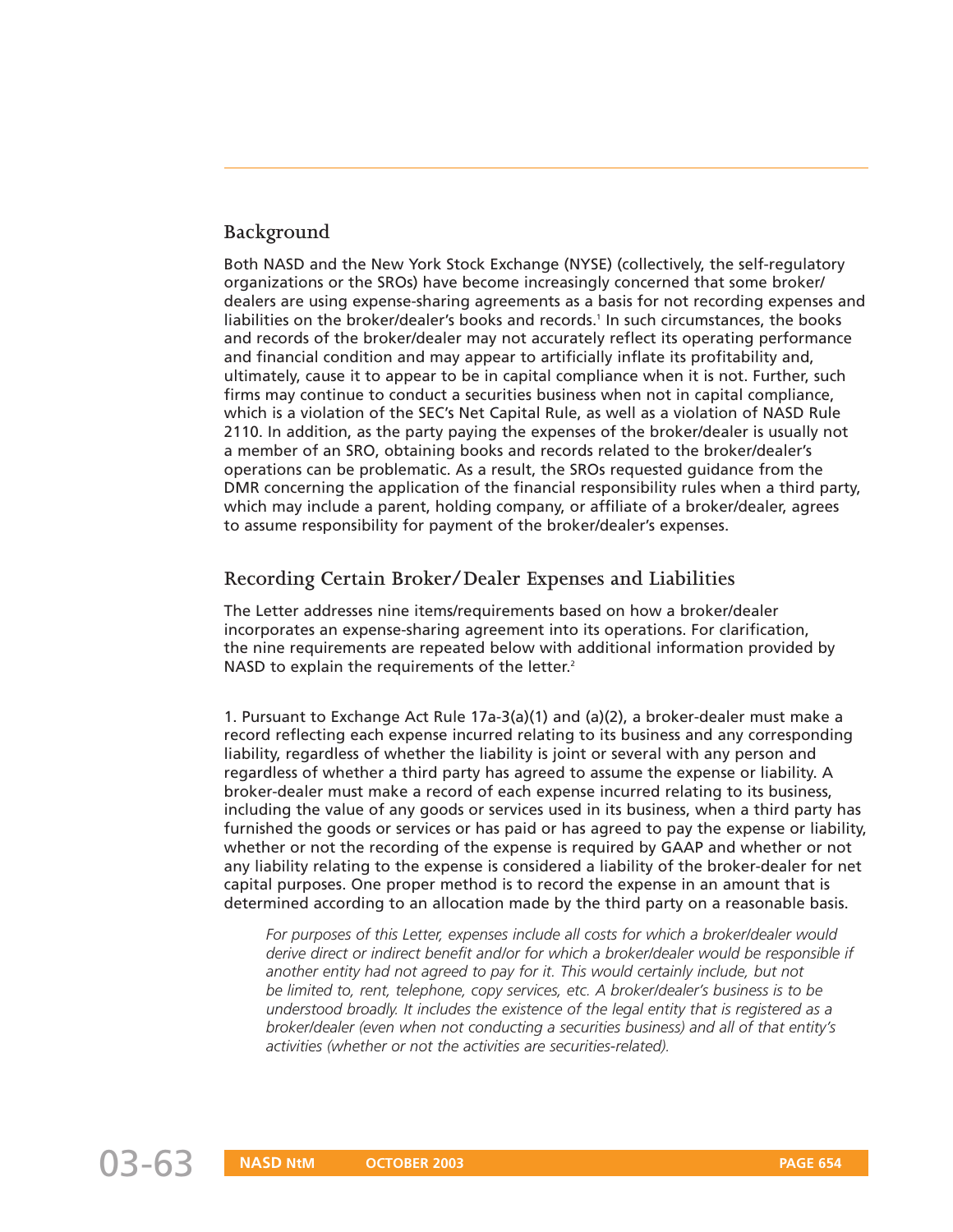## Background

Both NASD and the New York Stock Exchange (NYSE) (collectively, the self-regulatory organizations or the SROs) have become increasingly concerned that some broker/dealers are using expense-sharing agreements as a basis for not recording expenses and liabilities on the broker/dealer's books and records.[1] In such circumstances, the books and records of the broker/dealer may not accurately reflect its operating performance and financial condition and may appear to artificially inflate its profitability and, ultimately, cause it to appear to be in capital compliance when it is not. Further, such firms may continue to conduct a securities business when not in capital compliance, which is a violation of the SEC's Net Capital Rule, as well as a violation of NASD Rule 2110. In addition, as the party paying the expenses of the broker/dealer is usually not a member of an SRO, obtaining books and records related to the broker/dealer's operations can be problematic. As a result, the SROs requested guidance from the DMR concerning the application of the financial responsibility rules when a third party, which may include a parent, holding company, or affiliate of a broker/dealer, agrees to assume responsibility for payment of the broker/dealer's expenses.

## Recording Certain Broker/Dealer Expenses and Liabilities

The Letter addresses nine items/requirements based on how a broker/dealer incorporates an expense-sharing agreement into its operations. For clarification, the nine requirements are repeated below with additional information provided by NASD to explain the requirements of the letter.[2]

1. Pursuant to Exchange Act Rule 17a-3(a)(1) and (a)(2), a broker-dealer must make a record reflecting each expense incurred relating to its business and any corresponding liability, regardless of whether the liability is joint or several with any person and regardless of whether a third party has agreed to assume the expense or liability. A broker-dealer must make a record of each expense incurred relating to its business, including the value of any goods or services used in its business, when a third party has furnished the goods or services or has paid or has agreed to pay the expense or liability, whether or not the recording of the expense is required by GAAP and whether or not any liability relating to the expense is considered a liability of the broker-dealer for net capital purposes. One proper method is to record the expense in an amount that is determined according to an allocation made by the third party on a reasonable basis.

   *For purposes of this Letter, expenses include all costs for which a broker/dealer would derive direct or indirect benefit and/or for which a broker/dealer would be responsible if another entity had not agreed to pay for it. This would certainly include, but not be limited to, rent, telephone, copy services, etc. A broker/dealer's business is to be understood broadly. It includes the existence of the legal entity that is registered as a broker/dealer (even when not conducting a securities business) and all of that entity's activities (whether or not the activities are securities-related).*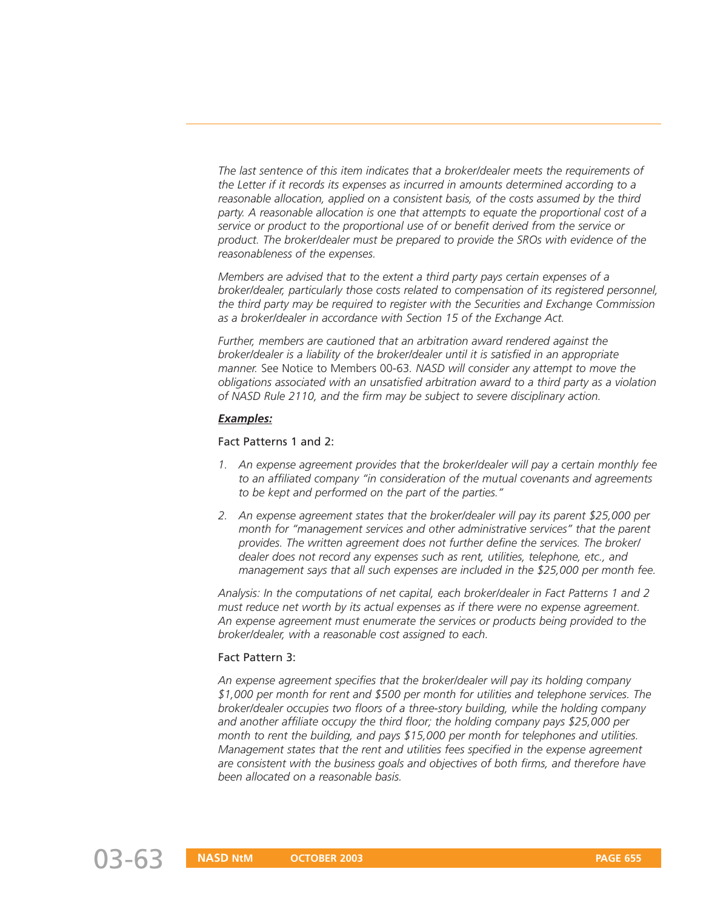*The last sentence of this item indicates that a broker/dealer meets the requirements of the Letter if it records its expenses as incurred in amounts determined according to a reasonable allocation, applied on a consistent basis, of the costs assumed by the third party. A reasonable allocation is one that attempts to equate the proportional cost of a service or product to the proportional use of or benefit derived from the service or product. The broker/dealer must be prepared to provide the SROs with evidence of the reasonableness of the expenses.*

*Members are advised that to the extent a third party pays certain expenses of a broker/dealer, particularly those costs related to compensation of its registered personnel, the third party may be required to register with the Securities and Exchange Commission as a broker/dealer in accordance with Section 15 of the Exchange Act.*

*Further, members are cautioned that an arbitration award rendered against the broker/dealer is a liability of the broker/dealer until it is satisfied in an appropriate manner.* See Notice to Members 00-63. *NASD will consider any attempt to move the obligations associated with an unsatisfied arbitration award to a third party as a violation of NASD Rule 2110, and the firm may be subject to severe disciplinary action.*

***Examples:***

Fact Patterns 1 and 2:

1. *An expense agreement provides that the broker/dealer will pay a certain monthly fee to an affiliated company "in consideration of the mutual covenants and agreements to be kept and performed on the part of the parties."*
2. *An expense agreement states that the broker/dealer will pay its parent $25,000 per month for "management services and other administrative services" that the parent provides. The written agreement does not further define the services. The broker/dealer does not record any expenses such as rent, utilities, telephone, etc., and management says that all such expenses are included in the $25,000 per month fee.*

*Analysis: In the computations of net capital, each broker/dealer in Fact Patterns 1 and 2 must reduce net worth by its actual expenses as if there were no expense agreement. An expense agreement must enumerate the services or products being provided to the broker/dealer, with a reasonable cost assigned to each.*

Fact Pattern 3:

*An expense agreement specifies that the broker/dealer will pay its holding company $1,000 per month for rent and $500 per month for utilities and telephone services. The broker/dealer occupies two floors of a three-story building, while the holding company and another affiliate occupy the third floor; the holding company pays $25,000 per month to rent the building, and pays $15,000 per month for telephones and utilities. Management states that the rent and utilities fees specified in the expense agreement are consistent with the business goals and objectives of both firms, and therefore have been allocated on a reasonable basis.*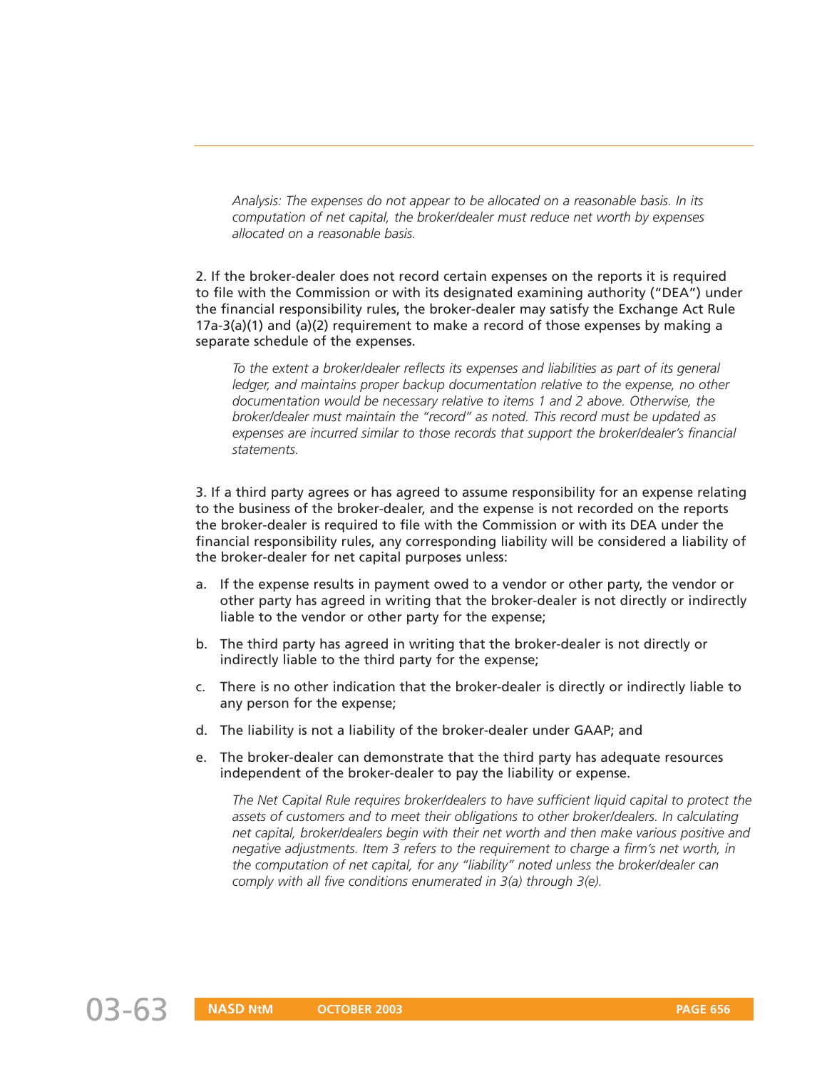*Analysis: The expenses do not appear to be allocated on a reasonable basis. In its computation of net capital, the broker/dealer must reduce net worth by expenses allocated on a reasonable basis.*

2. If the broker-dealer does not record certain expenses on the reports it is required to file with the Commission or with its designated examining authority ("DEA") under the financial responsibility rules, the broker-dealer may satisfy the Exchange Act Rule 17a-3(a)(1) and (a)(2) requirement to make a record of those expenses by making a separate schedule of the expenses.

*To the extent a broker/dealer reflects its expenses and liabilities as part of its general ledger, and maintains proper backup documentation relative to the expense, no other documentation would be necessary relative to items 1 and 2 above. Otherwise, the broker/dealer must maintain the "record" as noted. This record must be updated as expenses are incurred similar to those records that support the broker/dealer's financial statements.*

3. If a third party agrees or has agreed to assume responsibility for an expense relating to the business of the broker-dealer, and the expense is not recorded on the reports the broker-dealer is required to file with the Commission or with its DEA under the financial responsibility rules, any corresponding liability will be considered a liability of the broker-dealer for net capital purposes unless:

a. If the expense results in payment owed to a vendor or other party, the vendor or other party has agreed in writing that the broker-dealer is not directly or indirectly liable to the vendor or other party for the expense;

b. The third party has agreed in writing that the broker-dealer is not directly or indirectly liable to the third party for the expense;

c. There is no other indication that the broker-dealer is directly or indirectly liable to any person for the expense;

d. The liability is not a liability of the broker-dealer under GAAP; and

e. The broker-dealer can demonstrate that the third party has adequate resources independent of the broker-dealer to pay the liability or expense.

*The Net Capital Rule requires broker/dealers to have sufficient liquid capital to protect the assets of customers and to meet their obligations to other broker/dealers. In calculating net capital, broker/dealers begin with their net worth and then make various positive and negative adjustments. Item 3 refers to the requirement to charge a firm's net worth, in the computation of net capital, for any "liability" noted unless the broker/dealer can comply with all five conditions enumerated in 3(a) through 3(e).*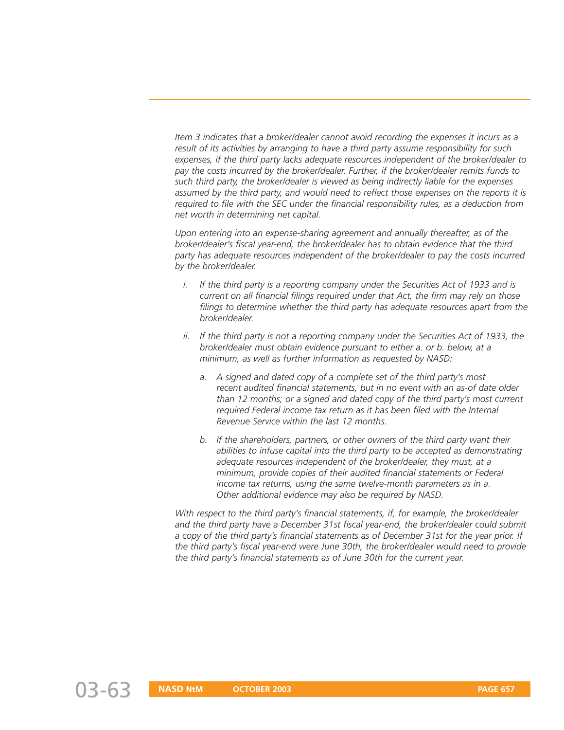*Item 3 indicates that a broker/dealer cannot avoid recording the expenses it incurs as a result of its activities by arranging to have a third party assume responsibility for such expenses, if the third party lacks adequate resources independent of the broker/dealer to pay the costs incurred by the broker/dealer. Further, if the broker/dealer remits funds to such third party, the broker/dealer is viewed as being indirectly liable for the expenses assumed by the third party, and would need to reflect those expenses on the reports it is required to file with the SEC under the financial responsibility rules, as a deduction from net worth in determining net capital.*

*Upon entering into an expense-sharing agreement and annually thereafter, as of the broker/dealer's fiscal year-end, the broker/dealer has to obtain evidence that the third party has adequate resources independent of the broker/dealer to pay the costs incurred by the broker/dealer.*

- *i. If the third party is a reporting company under the Securities Act of 1933 and is current on all financial filings required under that Act, the firm may rely on those filings to determine whether the third party has adequate resources apart from the broker/dealer.*
- *ii. If the third party is not a reporting company under the Securities Act of 1933, the broker/dealer must obtain evidence pursuant to either a. or b. below, at a minimum, as well as further information as requested by NASD:*
  - *a. A signed and dated copy of a complete set of the third party's most recent audited financial statements, but in no event with an as-of date older than 12 months; or a signed and dated copy of the third party's most current required Federal income tax return as it has been filed with the Internal Revenue Service within the last 12 months.*
  - *b. If the shareholders, partners, or other owners of the third party want their abilities to infuse capital into the third party to be accepted as demonstrating adequate resources independent of the broker/dealer, they must, at a minimum, provide copies of their audited financial statements or Federal income tax returns, using the same twelve-month parameters as in a. Other additional evidence may also be required by NASD.*

*With respect to the third party's financial statements, if, for example, the broker/dealer and the third party have a December 31st fiscal year-end, the broker/dealer could submit a copy of the third party's financial statements as of December 31st for the year prior. If the third party's fiscal year-end were June 30th, the broker/dealer would need to provide the third party's financial statements as of June 30th for the current year.*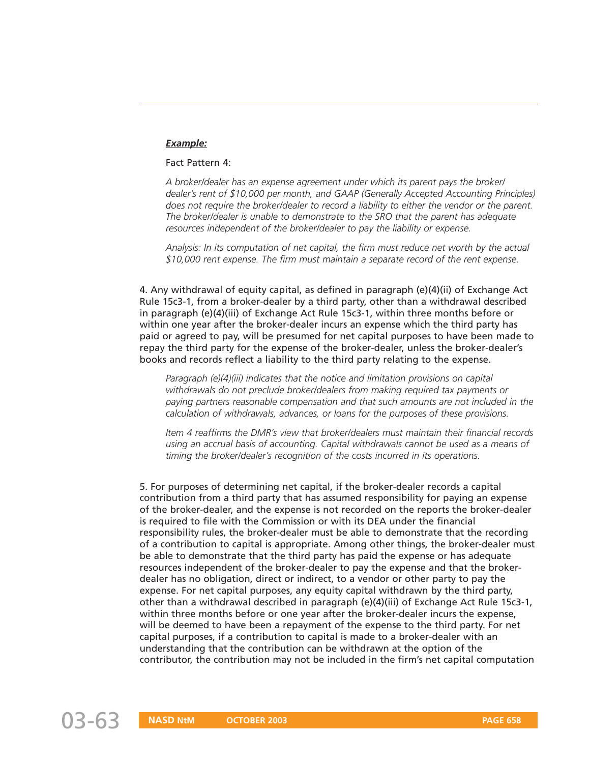***Example:***

Fact Pattern 4:

*A broker/dealer has an expense agreement under which its parent pays the broker/dealer's rent of $10,000 per month, and GAAP (Generally Accepted Accounting Principles) does not require the broker/dealer to record a liability to either the vendor or the parent. The broker/dealer is unable to demonstrate to the SRO that the parent has adequate resources independent of the broker/dealer to pay the liability or expense.*

*Analysis: In its computation of net capital, the firm must reduce net worth by the actual $10,000 rent expense. The firm must maintain a separate record of the rent expense.*

4. Any withdrawal of equity capital, as defined in paragraph (e)(4)(ii) of Exchange Act Rule 15c3-1, from a broker-dealer by a third party, other than a withdrawal described in paragraph (e)(4)(iii) of Exchange Act Rule 15c3-1, within three months before or within one year after the broker-dealer incurs an expense which the third party has paid or agreed to pay, will be presumed for net capital purposes to have been made to repay the third party for the expense of the broker-dealer, unless the broker-dealer's books and records reflect a liability to the third party relating to the expense.

*Paragraph (e)(4)(iii) indicates that the notice and limitation provisions on capital withdrawals do not preclude broker/dealers from making required tax payments or paying partners reasonable compensation and that such amounts are not included in the calculation of withdrawals, advances, or loans for the purposes of these provisions.*

*Item 4 reaffirms the DMR's view that broker/dealers must maintain their financial records using an accrual basis of accounting. Capital withdrawals cannot be used as a means of timing the broker/dealer's recognition of the costs incurred in its operations.*

5. For purposes of determining net capital, if the broker-dealer records a capital contribution from a third party that has assumed responsibility for paying an expense of the broker-dealer, and the expense is not recorded on the reports the broker-dealer is required to file with the Commission or with its DEA under the financial responsibility rules, the broker-dealer must be able to demonstrate that the recording of a contribution to capital is appropriate. Among other things, the broker-dealer must be able to demonstrate that the third party has paid the expense or has adequate resources independent of the broker-dealer to pay the expense and that the broker-dealer has no obligation, direct or indirect, to a vendor or other party to pay the expense. For net capital purposes, any equity capital withdrawn by the third party, other than a withdrawal described in paragraph (e)(4)(iii) of Exchange Act Rule 15c3-1, within three months before or one year after the broker-dealer incurs the expense, will be deemed to have been a repayment of the expense to the third party. For net capital purposes, if a contribution to capital is made to a broker-dealer with an understanding that the contribution can be withdrawn at the option of the contributor, the contribution may not be included in the firm's net capital computation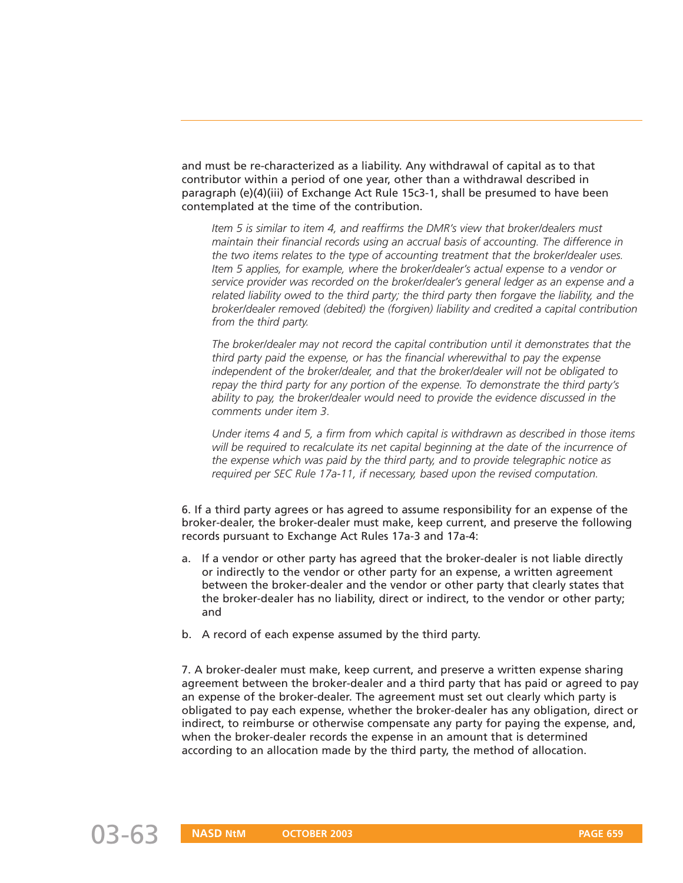and must be re-characterized as a liability. Any withdrawal of capital as to that contributor within a period of one year, other than a withdrawal described in paragraph (e)(4)(iii) of Exchange Act Rule 15c3-1, shall be presumed to have been contemplated at the time of the contribution.

> *Item 5 is similar to item 4, and reaffirms the DMR's view that broker/dealers must maintain their financial records using an accrual basis of accounting. The difference in the two items relates to the type of accounting treatment that the broker/dealer uses. Item 5 applies, for example, where the broker/dealer's actual expense to a vendor or service provider was recorded on the broker/dealer's general ledger as an expense and a related liability owed to the third party; the third party then forgave the liability, and the broker/dealer removed (debited) the (forgiven) liability and credited a capital contribution from the third party.*
>
> *The broker/dealer may not record the capital contribution until it demonstrates that the third party paid the expense, or has the financial wherewithal to pay the expense independent of the broker/dealer, and that the broker/dealer will not be obligated to repay the third party for any portion of the expense. To demonstrate the third party's ability to pay, the broker/dealer would need to provide the evidence discussed in the comments under item 3.*
>
> *Under items 4 and 5, a firm from which capital is withdrawn as described in those items will be required to recalculate its net capital beginning at the date of the incurrence of the expense which was paid by the third party, and to provide telegraphic notice as required per SEC Rule 17a-11, if necessary, based upon the revised computation.*

6. If a third party agrees or has agreed to assume responsibility for an expense of the broker-dealer, the broker-dealer must make, keep current, and preserve the following records pursuant to Exchange Act Rules 17a-3 and 17a-4:

a. If a vendor or other party has agreed that the broker-dealer is not liable directly or indirectly to the vendor or other party for an expense, a written agreement between the broker-dealer and the vendor or other party that clearly states that the broker-dealer has no liability, direct or indirect, to the vendor or other party; and

b. A record of each expense assumed by the third party.

7. A broker-dealer must make, keep current, and preserve a written expense sharing agreement between the broker-dealer and a third party that has paid or agreed to pay an expense of the broker-dealer. The agreement must set out clearly which party is obligated to pay each expense, whether the broker-dealer has any obligation, direct or indirect, to reimburse or otherwise compensate any party for paying the expense, and, when the broker-dealer records the expense in an amount that is determined according to an allocation made by the third party, the method of allocation.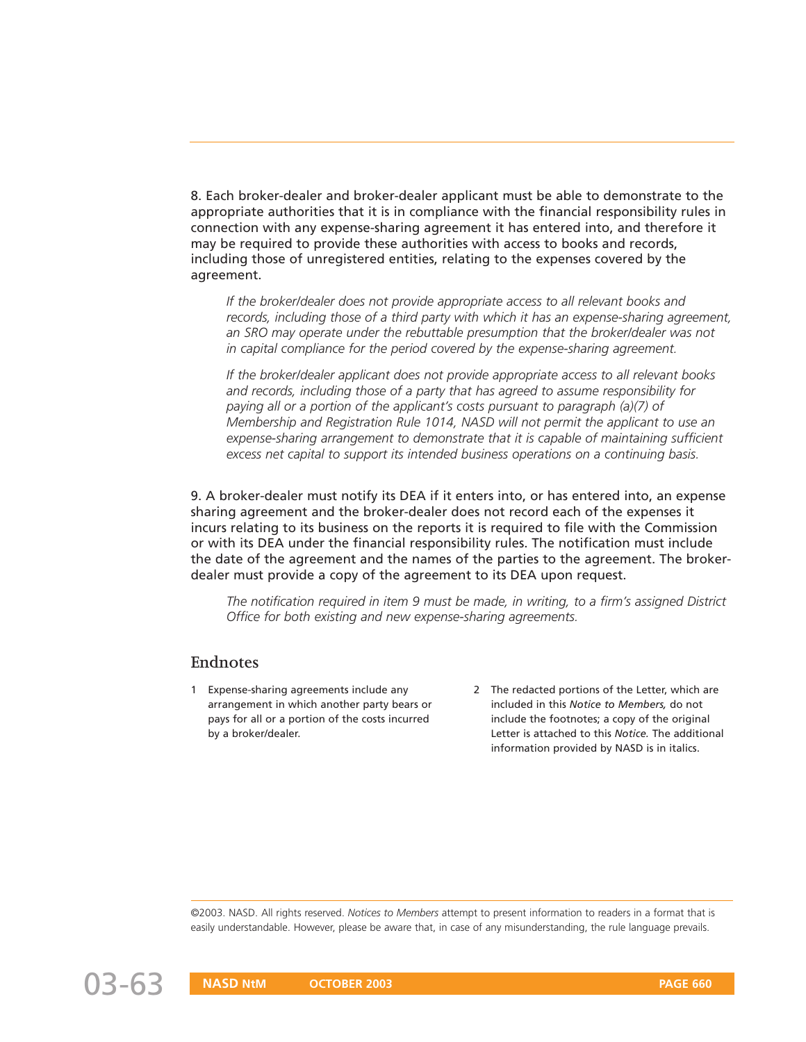8. Each broker-dealer and broker-dealer applicant must be able to demonstrate to the appropriate authorities that it is in compliance with the financial responsibility rules in connection with any expense-sharing agreement it has entered into, and therefore it may be required to provide these authorities with access to books and records, including those of unregistered entities, relating to the expenses covered by the agreement.

> *If the broker/dealer does not provide appropriate access to all relevant books and records, including those of a third party with which it has an expense-sharing agreement, an SRO may operate under the rebuttable presumption that the broker/dealer was not in capital compliance for the period covered by the expense-sharing agreement.*
>
> *If the broker/dealer applicant does not provide appropriate access to all relevant books and records, including those of a party that has agreed to assume responsibility for paying all or a portion of the applicant's costs pursuant to paragraph (a)(7) of Membership and Registration Rule 1014, NASD will not permit the applicant to use an expense-sharing arrangement to demonstrate that it is capable of maintaining sufficient excess net capital to support its intended business operations on a continuing basis.*

9. A broker-dealer must notify its DEA if it enters into, or has entered into, an expense sharing agreement and the broker-dealer does not record each of the expenses it incurs relating to its business on the reports it is required to file with the Commission or with its DEA under the financial responsibility rules. The notification must include the date of the agreement and the names of the parties to the agreement. The broker-dealer must provide a copy of the agreement to its DEA upon request.

> *The notification required in item 9 must be made, in writing, to a firm's assigned District Office for both existing and new expense-sharing agreements.*

## Endnotes

1. Expense-sharing agreements include any arrangement in which another party bears or pays for all or a portion of the costs incurred by a broker/dealer.
2. The redacted portions of the Letter, which are included in this *Notice to Members,* do not include the footnotes; a copy of the original Letter is attached to this *Notice.* The additional information provided by NASD is in italics.

©2003. NASD. All rights reserved. *Notices to Members* attempt to present information to readers in a format that is easily understandable. However, please be aware that, in case of any misunderstanding, the rule language prevails.